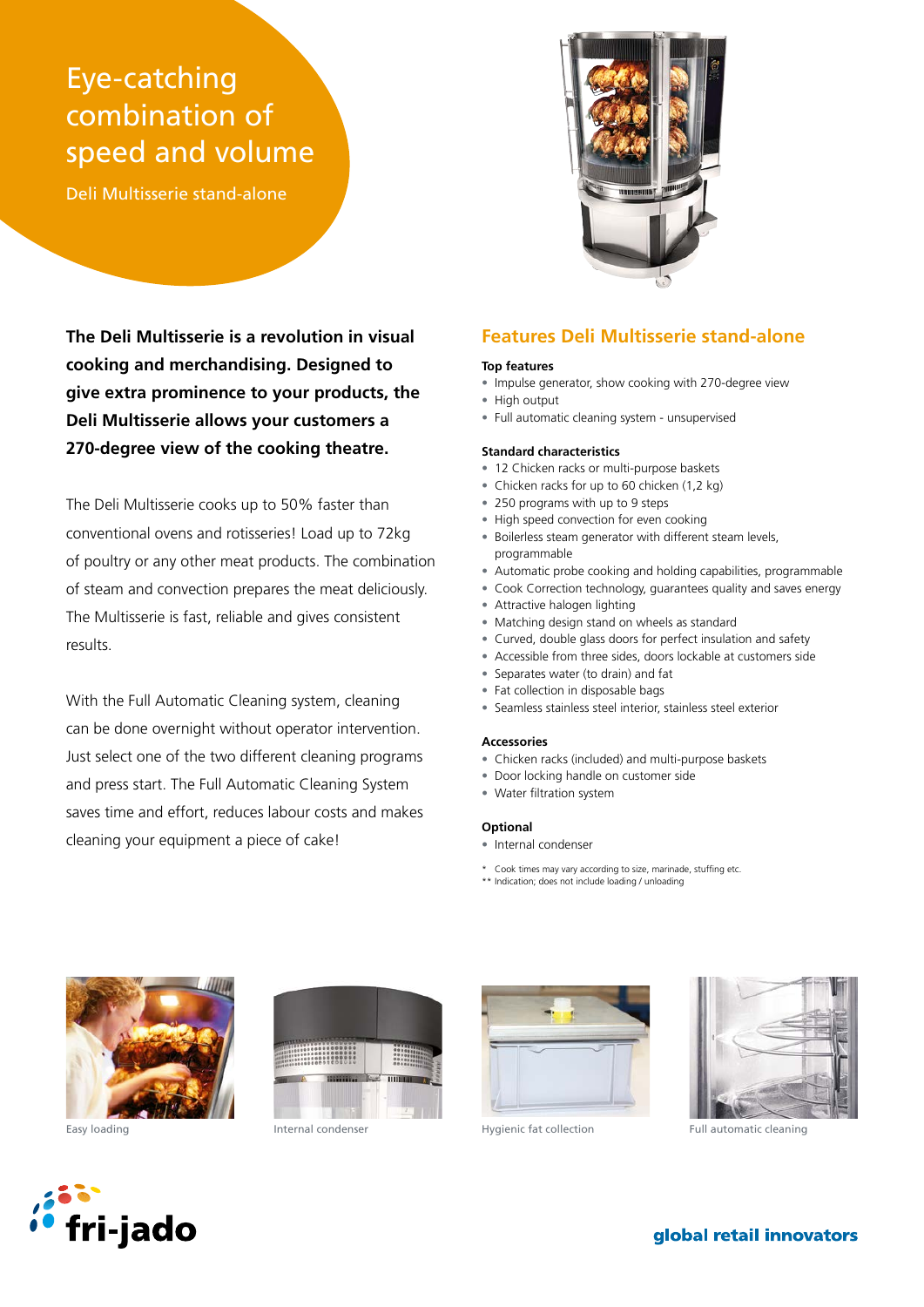# Eye-catching combination of speed and volume

Deli Multisserie stand-alone

**The Deli Multisserie is a revolution in visual cooking and merchandising. Designed to give extra prominence to your products, the Deli Multisserie allows your customers a 270-degree view of the cooking theatre.**

The Deli Multisserie cooks up to 50% faster than conventional ovens and rotisseries! Load up to 72kg of poultry or any other meat products. The combination of steam and convection prepares the meat deliciously. The Multisserie is fast, reliable and gives consistent results.

With the Full Automatic Cleaning system, cleaning can be done overnight without operator intervention. Just select one of the two different cleaning programs and press start. The Full Automatic Cleaning System saves time and effort, reduces labour costs and makes cleaning your equipment a piece of cake!

## Features Deli Multisserie stand-alone

### Top features

- Impulse generator, show cooking with 270-degree view
- High output
- Full automatic cleaning system - unsupervised

### Standard characteristics

- 12 Chicken racks or multi-purpose baskets
- Chicken racks for up to 60 chicken (1,2 kg)
- 250 programs with up to 9 steps
- High speed convection for even cooking
- Boilerless steam generator with different steam levels, programmable
- Automatic probe cooking and holding capabilities, programmable
- Cook Correction technology, guarantees quality and saves energy
- Attractive halogen lighting
- Matching design stand on wheels as standard
- Curved, double glass doors for perfect insulation and safety
- Accessible from three sides, doors lockable at customers side
- Separates water (to drain) and fat
- Fat collection in disposable bags
- Seamless stainless steel interior, stainless steel exterior

### Accessories

- Chicken racks (included) and multi-purpose baskets
- Door locking handle on customer side
- Water filtration system

### Optional

- Internal condenser

\* Cook times may vary according to size, marinade, stuffing etc.
\*\* Indication; does not include loading / unloading

Easy loading

Internal condenser

Hygienic fat collection

Full automatic cleaning

fri-jado

global retail innovators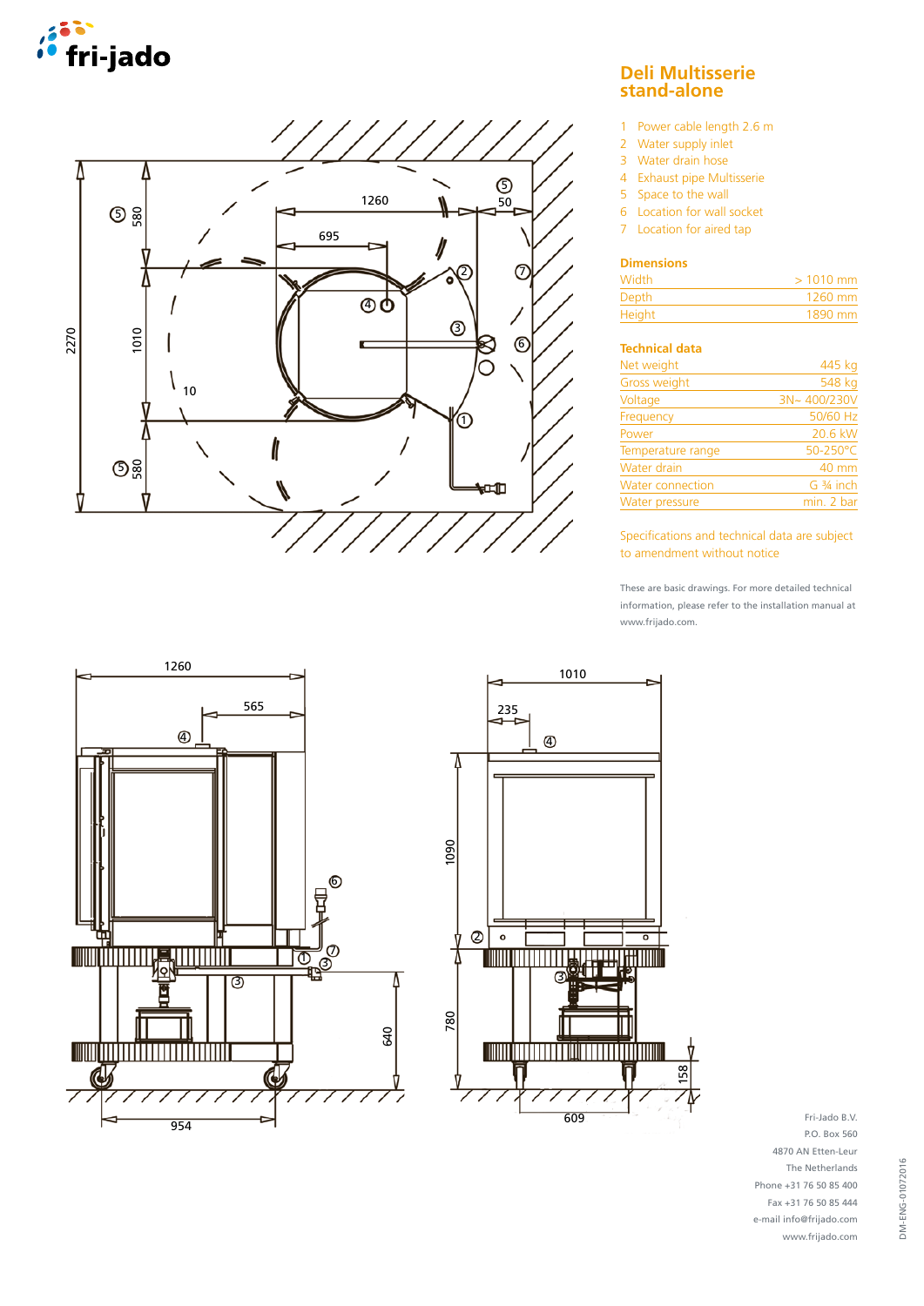fri-jado

# Deli Multisserie stand-alone

1. Power cable length 2.6 m
2. Water supply inlet
3. Water drain hose
4. Exhaust pipe Multisserie
5. Space to the wall
6. Location for wall socket
7. Location for aired tap

### Dimensions

| | |
|---|---|
| Width | > 1010 mm |
| Depth | 1260 mm |
| Height | 1890 mm |

### Technical data

| | |
|---|---|
| Net weight | 445 kg |
| Gross weight | 548 kg |
| Voltage | 3N~ 400/230V |
| Frequency | 50/60 Hz |
| Power | 20.6 kW |
| Temperature range | 50-250°C |
| Water drain | 40 mm |
| Water connection | G ¾ inch |
| Water pressure | min. 2 bar |

Specifications and technical data are subject to amendment without notice

These are basic drawings. For more detailed technical information, please refer to the installation manual at www.frijado.com.

2270
580
1010
580
1260
695
50
10
565
954
640
1010
235
1090
780
158
609

Fri-Jado B.V.
P.O. Box 560
4870 AN Etten-Leur
The Netherlands
Phone +31 76 50 85 400
Fax +31 76 50 85 444
e-mail info@frijado.com
www.frijado.com

DM-ENG-01072016